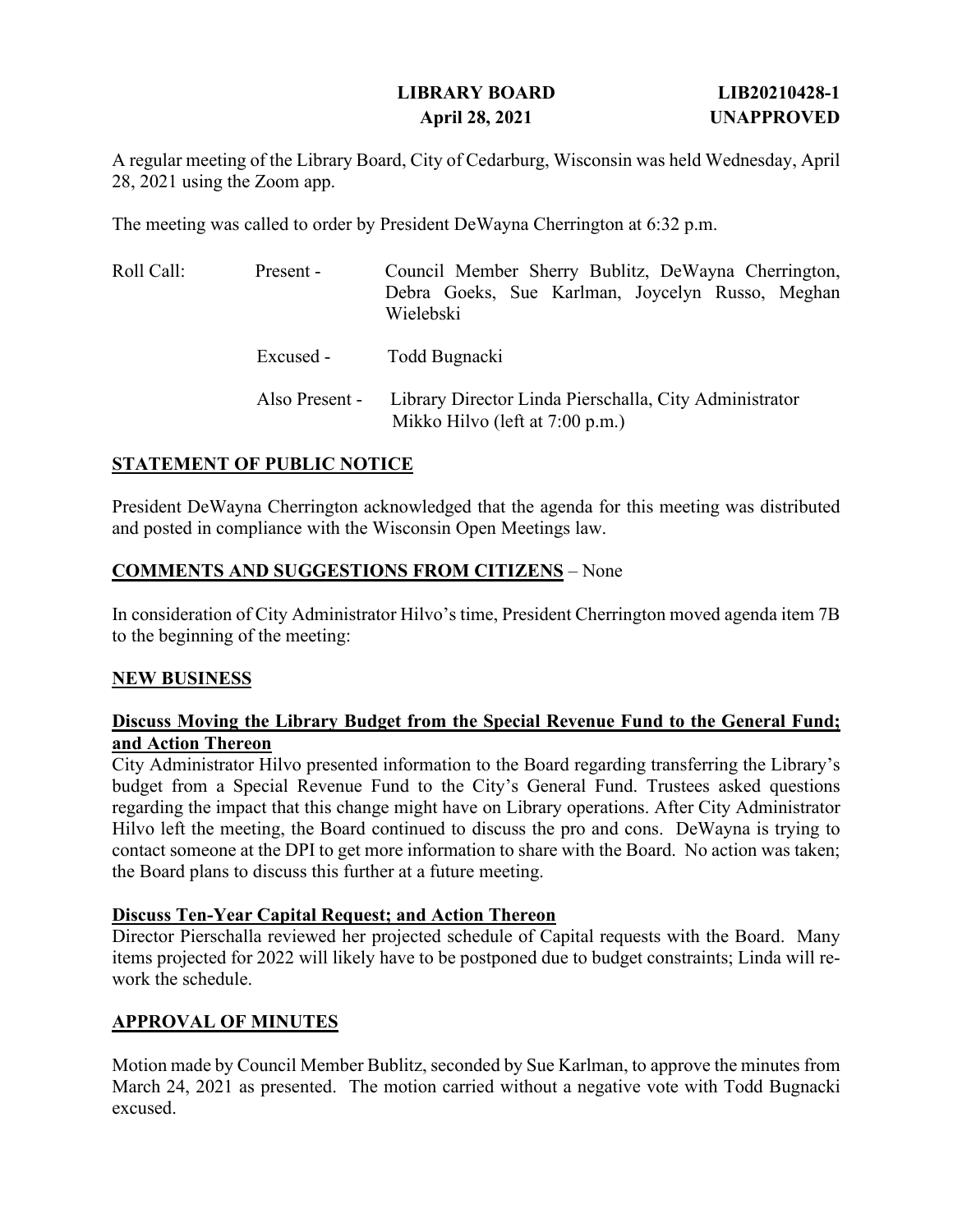**LIBRARY BOARD** **LIB20210428-1**
**April 28, 2021** **UNAPPROVED**

A regular meeting of the Library Board, City of Cedarburg, Wisconsin was held Wednesday, April 28, 2021 using the Zoom app.

The meeting was called to order by President DeWayna Cherrington at 6:32 p.m.

| Roll Call: | Present - | Council Member Sherry Bublitz, DeWayna Cherrington, Debra Goeks, Sue Karlman, Joycelyn Russo, Meghan Wielebski |
|---|---|---|
| | Excused - | Todd Bugnacki |
| | Also Present - | Library Director Linda Pierschalla, City Administrator Mikko Hilvo (left at 7:00 p.m.) |

## STATEMENT OF PUBLIC NOTICE

President DeWayna Cherrington acknowledged that the agenda for this meeting was distributed and posted in compliance with the Wisconsin Open Meetings law.

**COMMENTS AND SUGGESTIONS FROM CITIZENS** – None

In consideration of City Administrator Hilvo's time, President Cherrington moved agenda item 7B to the beginning of the meeting:

## NEW BUSINESS

### Discuss Moving the Library Budget from the Special Revenue Fund to the General Fund; and Action Thereon

City Administrator Hilvo presented information to the Board regarding transferring the Library's budget from a Special Revenue Fund to the City's General Fund. Trustees asked questions regarding the impact that this change might have on Library operations. After City Administrator Hilvo left the meeting, the Board continued to discuss the pro and cons. DeWayna is trying to contact someone at the DPI to get more information to share with the Board. No action was taken; the Board plans to discuss this further at a future meeting.

### Discuss Ten-Year Capital Request; and Action Thereon

Director Pierschalla reviewed her projected schedule of Capital requests with the Board. Many items projected for 2022 will likely have to be postponed due to budget constraints; Linda will re-work the schedule.

## APPROVAL OF MINUTES

Motion made by Council Member Bublitz, seconded by Sue Karlman, to approve the minutes from March 24, 2021 as presented. The motion carried without a negative vote with Todd Bugnacki excused.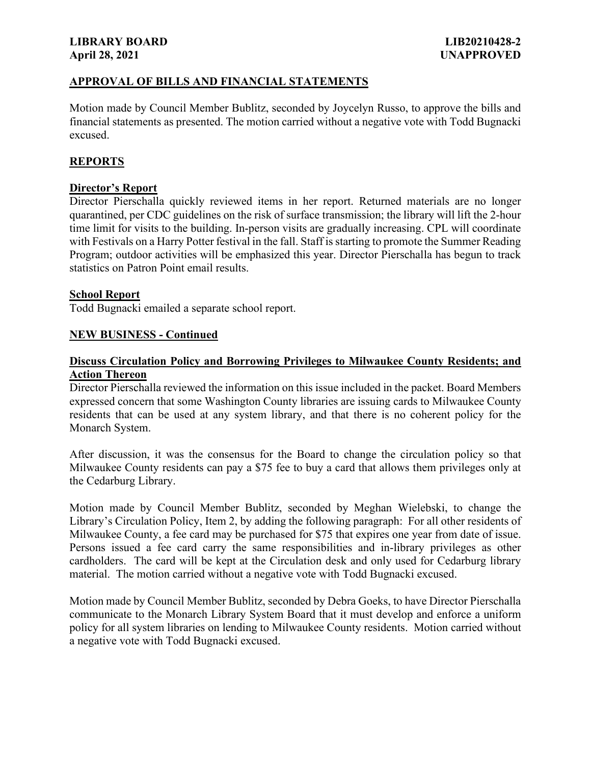## APPROVAL OF BILLS AND FINANCIAL STATEMENTS

Motion made by Council Member Bublitz, seconded by Joycelyn Russo, to approve the bills and financial statements as presented. The motion carried without a negative vote with Todd Bugnacki excused.

## REPORTS

### Director's Report

Director Pierschalla quickly reviewed items in her report. Returned materials are no longer quarantined, per CDC guidelines on the risk of surface transmission; the library will lift the 2-hour time limit for visits to the building. In-person visits are gradually increasing. CPL will coordinate with Festivals on a Harry Potter festival in the fall. Staff is starting to promote the Summer Reading Program; outdoor activities will be emphasized this year. Director Pierschalla has begun to track statistics on Patron Point email results.

### School Report

Todd Bugnacki emailed a separate school report.

## NEW BUSINESS - Continued

### Discuss Circulation Policy and Borrowing Privileges to Milwaukee County Residents; and Action Thereon

Director Pierschalla reviewed the information on this issue included in the packet. Board Members expressed concern that some Washington County libraries are issuing cards to Milwaukee County residents that can be used at any system library, and that there is no coherent policy for the Monarch System.

After discussion, it was the consensus for the Board to change the circulation policy so that Milwaukee County residents can pay a $75 fee to buy a card that allows them privileges only at the Cedarburg Library.

Motion made by Council Member Bublitz, seconded by Meghan Wielebski, to change the Library's Circulation Policy, Item 2, by adding the following paragraph: For all other residents of Milwaukee County, a fee card may be purchased for $75 that expires one year from date of issue. Persons issued a fee card carry the same responsibilities and in-library privileges as other cardholders. The card will be kept at the Circulation desk and only used for Cedarburg library material. The motion carried without a negative vote with Todd Bugnacki excused.

Motion made by Council Member Bublitz, seconded by Debra Goeks, to have Director Pierschalla communicate to the Monarch Library System Board that it must develop and enforce a uniform policy for all system libraries on lending to Milwaukee County residents. Motion carried without a negative vote with Todd Bugnacki excused.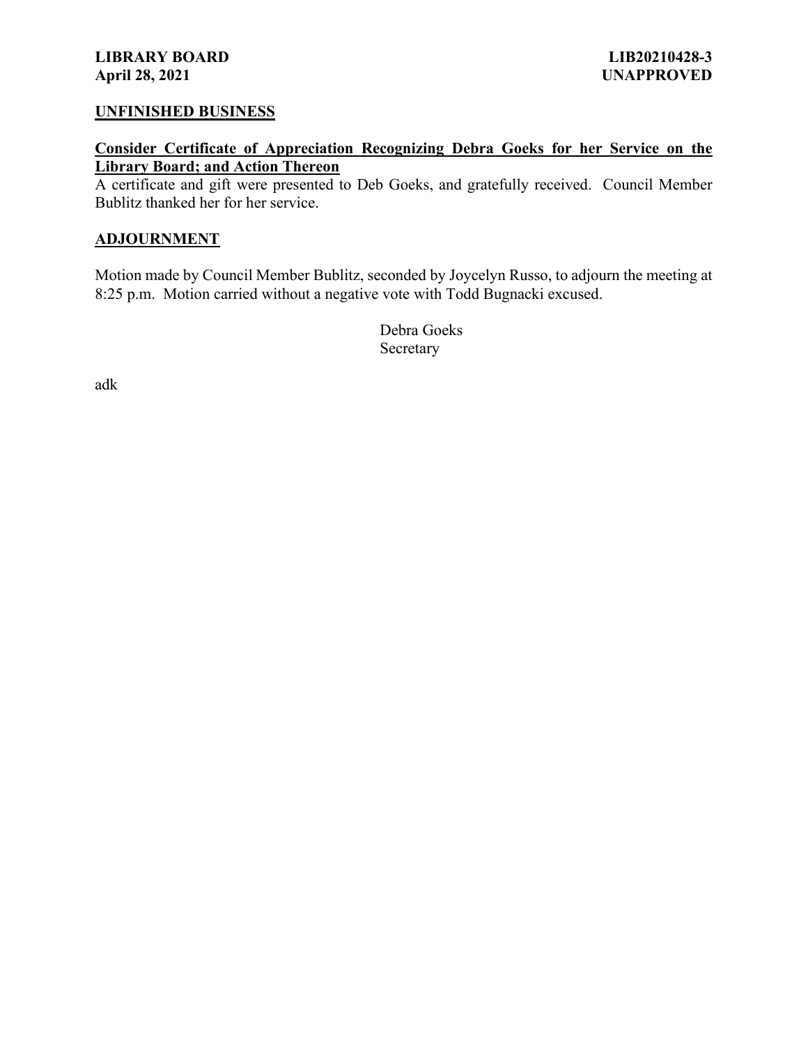## UNFINISHED BUSINESS

### Consider Certificate of Appreciation Recognizing Debra Goeks for her Service on the Library Board; and Action Thereon

A certificate and gift were presented to Deb Goeks, and gratefully received. Council Member Bublitz thanked her for her service.

## ADJOURNMENT

Motion made by Council Member Bublitz, seconded by Joycelyn Russo, to adjourn the meeting at 8:25 p.m. Motion carried without a negative vote with Todd Bugnacki excused.

Debra Goeks
Secretary

adk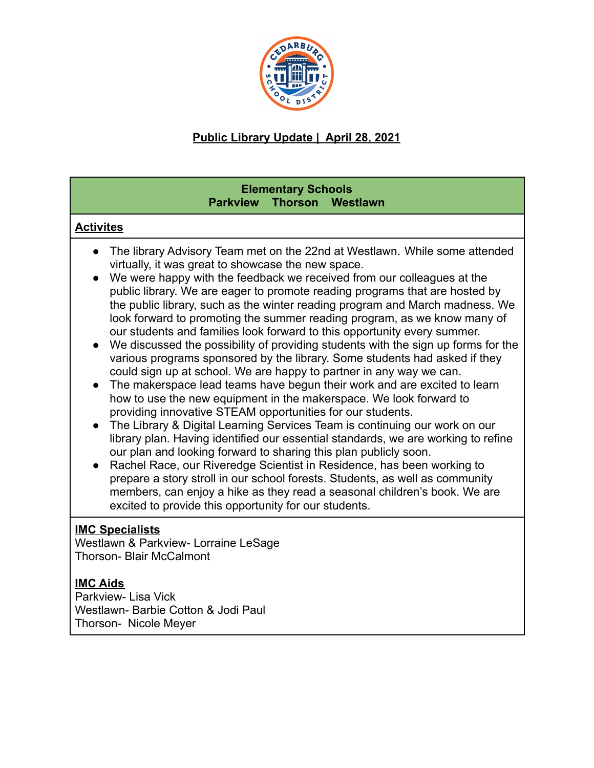**Public Library Update | April 28, 2021**

## Elementary Schools
**Parkview Thorson Westlawn**

**Activites**

- The library Advisory Team met on the 22nd at Westlawn. While some attended virtually, it was great to showcase the new space.
- We were happy with the feedback we received from our colleagues at the public library. We are eager to promote reading programs that are hosted by the public library, such as the winter reading program and March madness. We look forward to promoting the summer reading program, as we know many of our students and families look forward to this opportunity every summer.
- We discussed the possibility of providing students with the sign up forms for the various programs sponsored by the library. Some students had asked if they could sign up at school. We are happy to partner in any way we can.
- The makerspace lead teams have begun their work and are excited to learn how to use the new equipment in the makerspace. We look forward to providing innovative STEAM opportunities for our students.
- The Library & Digital Learning Services Team is continuing our work on our library plan. Having identified our essential standards, we are working to refine our plan and looking forward to sharing this plan publicly soon.
- Rachel Race, our Riveredge Scientist in Residence, has been working to prepare a story stroll in our school forests. Students, as well as community members, can enjoy a hike as they read a seasonal children's book. We are excited to provide this opportunity for our students.

**IMC Specialists**
Westlawn & Parkview- Lorraine LeSage
Thorson- Blair McCalmont

**IMC Aids**
Parkview- Lisa Vick
Westlawn- Barbie Cotton & Jodi Paul
Thorson- Nicole Meyer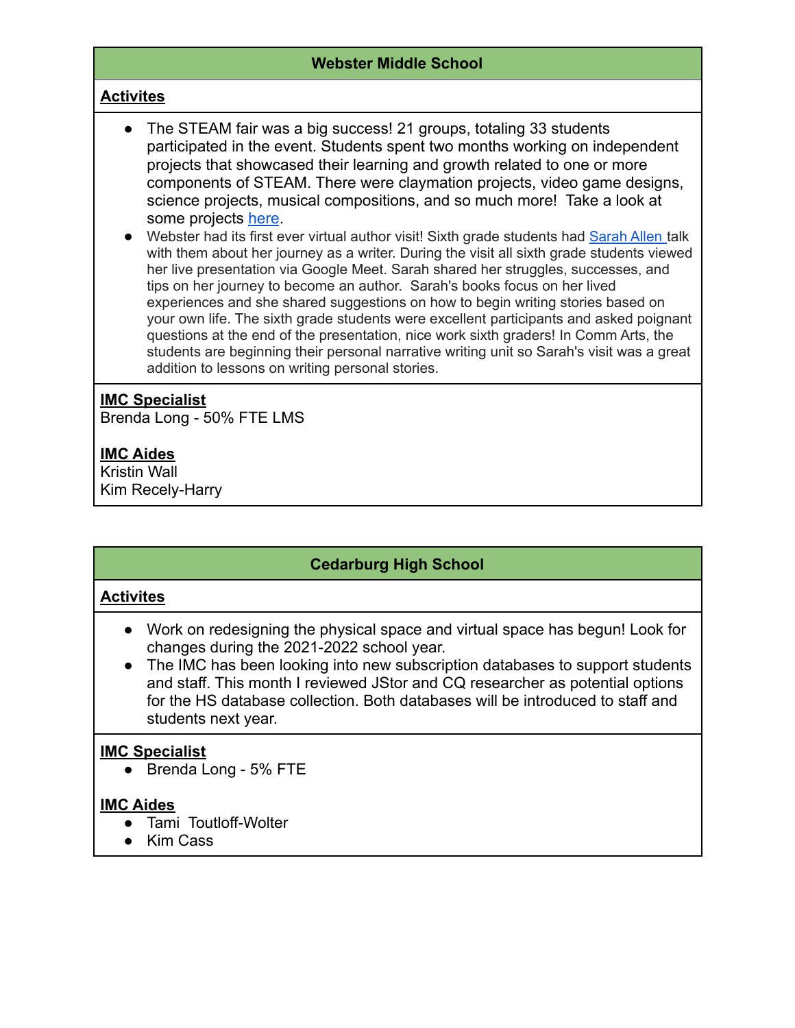## Webster Middle School

**Activites**

- The STEAM fair was a big success! 21 groups, totaling 33 students participated in the event. Students spent two months working on independent projects that showcased their learning and growth related to one or more components of STEAM. There were claymation projects, video game designs, science projects, musical compositions, and so much more!  Take a look at some projects here.
- Webster had its first ever virtual author visit! Sixth grade students had Sarah Allen talk with them about her journey as a writer. During the visit all sixth grade students viewed her live presentation via Google Meet. Sarah shared her struggles, successes, and tips on her journey to become an author.  Sarah's books focus on her lived experiences and she shared suggestions on how to begin writing stories based on your own life. The sixth grade students were excellent participants and asked poignant questions at the end of the presentation, nice work sixth graders! In Comm Arts, the students are beginning their personal narrative writing unit so Sarah's visit was a great addition to lessons on writing personal stories.

**IMC Specialist**

Brenda Long - 50% FTE LMS

**IMC Aides**

Kristin Wall
Kim Recely-Harry

## Cedarburg High School

**Activites**

- Work on redesigning the physical space and virtual space has begun! Look for changes during the 2021-2022 school year.
- The IMC has been looking into new subscription databases to support students and staff. This month I reviewed JStor and CQ researcher as potential options for the HS database collection. Both databases will be introduced to staff and students next year.

**IMC Specialist**

- Brenda Long - 5% FTE

**IMC Aides**

- Tami  Toutloff-Wolter
- Kim Cass